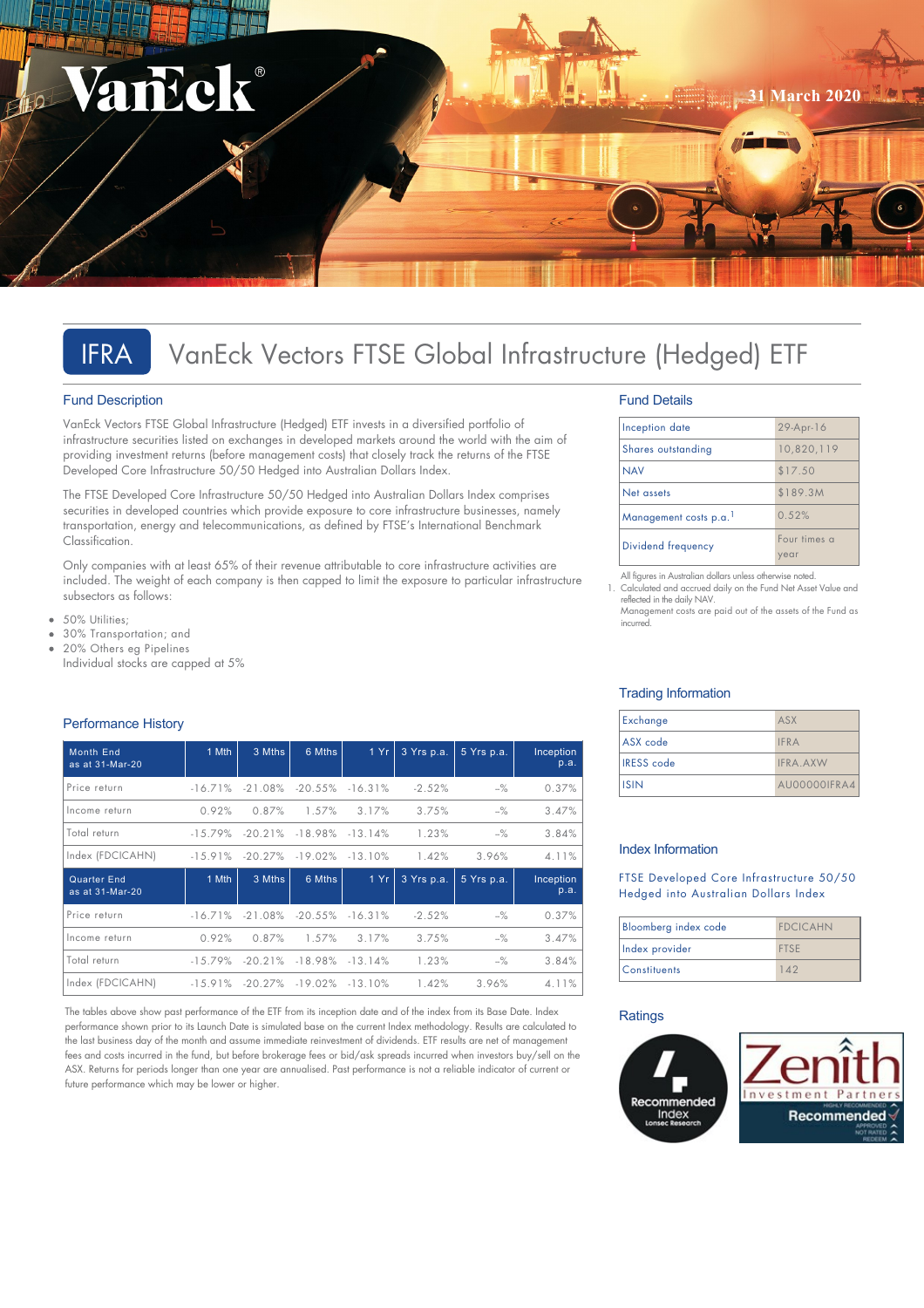31 March 2020

# IFRA VanEck Vectors FTSE Global Infrastructure (Hedged) ETF

## Fund Description

VanEck Vectors FTSE Global Infrastructure (Hedged) ETF invests in a diversified portfolio of infrastructure securities listed on exchanges in developed markets around the world with the aim of providing investment returns (before management costs) that closely track the returns of the FTSE Developed Core Infrastructure 50/50 Hedged into Australian Dollars Index.

The FTSE Developed Core Infrastructure 50/50 Hedged into Australian Dollars Index comprises securities in developed countries which provide exposure to core infrastructure businesses, namely transportation, energy and telecommunications, as defined by FTSE's International Benchmark Classification.

Only companies with at least 65% of their revenue attributable to core infrastructure activities are included. The weight of each company is then capped to limit the exposure to particular infrastructure subsectors as follows:

- 50% Utilities;
- 30% Transportation; and
- 20% Others eg Pipelines

Individual stocks are capped at 5%

## Fund Details

| | |
|---|---|
| Inception date | 29-Apr-16 |
| Shares outstanding | 10,820,119 |
| NAV | $17.50 |
| Net assets | $189.3M |
| Management costs p.a.[1] | 0.52% |
| Dividend frequency | Four times a year |

All figures in Australian dollars unless otherwise noted.

1. Calculated and accrued daily on the Fund Net Asset Value and reflected in the daily NAV. Management costs are paid out of the assets of the Fund as incurred.

## Performance History

| Month End as at 31-Mar-20 | 1 Mth | 3 Mths | 6 Mths | 1 Yr | 3 Yrs p.a. | 5 Yrs p.a. | Inception p.a. |
|---|---|---|---|---|---|---|---|
| Price return | -16.71% | -21.08% | -20.55% | -16.31% | -2.52% | -% | 0.37% |
| Income return | 0.92% | 0.87% | 1.57% | 3.17% | 3.75% | -% | 3.47% |
| Total return | -15.79% | -20.21% | -18.98% | -13.14% | 1.23% | -% | 3.84% |
| Index (FDCICAHN) | -15.91% | -20.27% | -19.02% | -13.10% | 1.42% | 3.96% | 4.11% |
| **Quarter End as at 31-Mar-20** | **1 Mth** | **3 Mths** | **6 Mths** | **1 Yr** | **3 Yrs p.a.** | **5 Yrs p.a.** | **Inception p.a.** |
| Price return | -16.71% | -21.08% | -20.55% | -16.31% | -2.52% | -% | 0.37% |
| Income return | 0.92% | 0.87% | 1.57% | 3.17% | 3.75% | -% | 3.47% |
| Total return | -15.79% | -20.21% | -18.98% | -13.14% | 1.23% | -% | 3.84% |
| Index (FDCICAHN) | -15.91% | -20.27% | -19.02% | -13.10% | 1.42% | 3.96% | 4.11% |

The tables above show past performance of the ETF from its inception date and of the index from its Base Date. Index performance shown prior to its Launch Date is simulated base on the current Index methodology. Results are calculated to the last business day of the month and assume immediate reinvestment of dividends. ETF results are net of management fees and costs incurred in the fund, but before brokerage fees or bid/ask spreads incurred when investors buy/sell on the ASX. Returns for periods longer than one year are annualised. Past performance is not a reliable indicator of current or future performance which may be lower or higher.

## Trading Information

| | |
|---|---|
| Exchange | ASX |
| ASX code | IFRA |
| IRESS code | IFRA.AXW |
| ISIN | AU00000IFRA4 |

## Index Information

FTSE Developed Core Infrastructure 50/50 Hedged into Australian Dollars Index

| | |
|---|---|
| Bloomberg index code | FDCICAHN |
| Index provider | FTSE |
| Constituents | 142 |

## Ratings

Recommended Index Lonsec Research

Zenith Investment Partners Recommended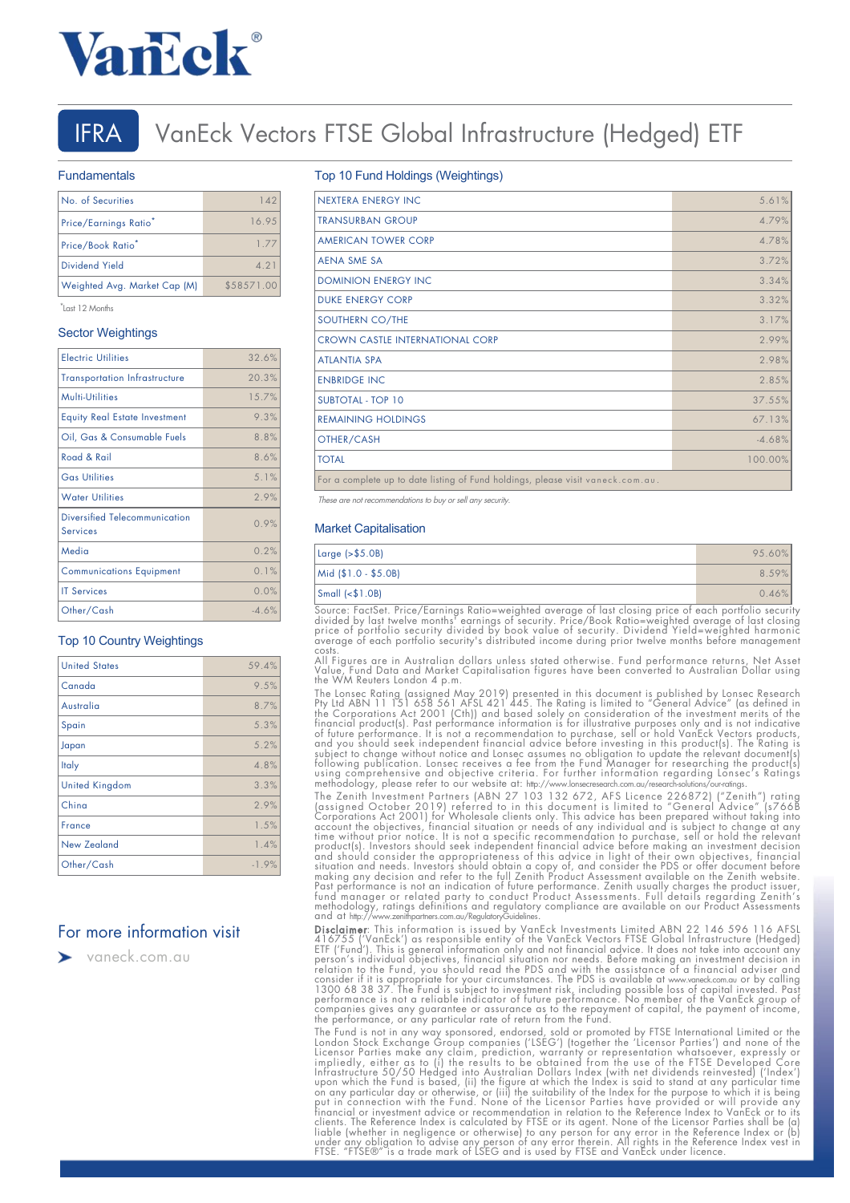# VanEck

## IFRA VanEck Vectors FTSE Global Infrastructure (Hedged) ETF

### Fundamentals

| | |
|---|---|
| No. of Securities | 142 |
| Price/Earnings Ratio* | 16.95 |
| Price/Book Ratio* | 1.77 |
| Dividend Yield | 4.21 |
| Weighted Avg. Market Cap (M) | $58571.00 |

*Last 12 Months

### Sector Weightings

| | |
|---|---|
| Electric Utilities | 32.6% |
| Transportation Infrastructure | 20.3% |
| Multi-Utilities | 15.7% |
| Equity Real Estate Investment | 9.3% |
| Oil, Gas & Consumable Fuels | 8.8% |
| Road & Rail | 8.6% |
| Gas Utilities | 5.1% |
| Water Utilities | 2.9% |
| Diversified Telecommunication Services | 0.9% |
| Media | 0.2% |
| Communications Equipment | 0.1% |
| IT Services | 0.0% |
| Other/Cash | -4.6% |

### Top 10 Country Weightings

| | |
|---|---|
| United States | 59.4% |
| Canada | 9.5% |
| Australia | 8.7% |
| Spain | 5.3% |
| Japan | 5.2% |
| Italy | 4.8% |
| United Kingdom | 3.3% |
| China | 2.9% |
| France | 1.5% |
| New Zealand | 1.4% |
| Other/Cash | -1.9% |

### For more information visit

➤ vaneck.com.au

### Top 10 Fund Holdings (Weightings)

| | |
|---|---|
| NEXTERA ENERGY INC | 5.61% |
| TRANSURBAN GROUP | 4.79% |
| AMERICAN TOWER CORP | 4.78% |
| AENA SME SA | 3.72% |
| DOMINION ENERGY INC | 3.34% |
| DUKE ENERGY CORP | 3.32% |
| SOUTHERN CO/THE | 3.17% |
| CROWN CASTLE INTERNATIONAL CORP | 2.99% |
| ATLANTIA SPA | 2.98% |
| ENBRIDGE INC | 2.85% |
| SUBTOTAL - TOP 10 | 37.55% |
| REMAINING HOLDINGS | 67.13% |
| OTHER/CASH | -4.68% |
| TOTAL | 100.00% |
| For a complete up to date listing of Fund holdings, please visit vaneck.com.au. | |

*These are not recommendations to buy or sell any security.*

### Market Capitalisation

| | |
|---|---|
| Large (>$5.0B) | 95.60% |
| Mid ($1.0 - $5.0B) | 8.59% |
| Small (<$1.0B) | 0.46% |

Source: FactSet. Price/Earnings Ratio=weighted average of last closing price of each portfolio security divided by last twelve months' earnings of security. Price/Book Ratio=weighted average of last closing price of portfolio security divided by book value of security. Dividend Yield=weighted harmonic average of each portfolio security's distributed income during prior twelve months before management costs.

All Figures are in Australian dollars unless stated otherwise. Fund performance returns, Net Asset Value, Fund Data and Market Capitalisation figures have been converted to Australian Dollar using the WM Reuters London 4 p.m.

The Lonsec Rating (assigned May 2019) presented in this document is published by Lonsec Research Pty Ltd ABN 11 151 658 561 AFSL 421 445. The Rating is limited to "General Advice" (as defined in the Corporations Act 2001 (Cth)) and based solely on consideration of the investment merits of the financial product(s). Past performance information is for illustrative purposes only and is not indicative of future performance. It is not a recommendation to purchase, sell or hold VanEck Vectors products, and you should seek independent financial advice before investing in this product(s). The Rating is subject to change without notice and Lonsec assumes no obligation to update the relevant document(s) following publication. Lonsec receives a fee from the Fund Manager for researching the product(s) using comprehensive and objective criteria. For further information regarding Lonsec's Ratings methodology, please refer to our website at: http://www.lonsecresearch.com.au/research-solutions/our-ratings.

The Zenith Investment Partners (ABN 27 103 132 672, AFS Licence 226872) ("Zenith") rating (assigned October 2019) referred to in this document is limited to "General Advice" (s766B Corporations Act 2001) for Wholesale clients only. This advice has been prepared without taking into account the objectives, financial situation or needs of any individual and is subject to change at any time without prior notice. It is not a specific recommendation to purchase, sell or hold the relevant product(s). Investors should seek independent financial advice before making an investment decision and should consider the appropriateness of this advice in light of their own objectives, financial situation and needs. Investors should obtain a copy of, and consider the PDS or offer document before making any decision and refer to the full Zenith Product Assessment available on the Zenith website. Past performance is not an indication of future performance. Zenith usually charges the product issuer, fund manager or related party to conduct Product Assessments. Full details regarding Zenith's methodology, ratings definitions and regulatory compliance are available on our Product Assessments and at http://www.zenithpartners.com.au/RegulatoryGuidelines.

**Disclaimer**: This information is issued by VanEck Investments Limited ABN 22 146 596 116 AFSL 416755 ('VanEck') as responsible entity of the VanEck Vectors FTSE Global Infrastructure (Hedged) ETF ('Fund'). This is general information only and not financial advice. It does not take into account any person's individual objectives, financial situation nor needs. Before making an investment decision in relation to the Fund, you should read the PDS and with the assistance of a financial adviser and consider if it is appropriate for your own circumstances. The PDS is available at www.vaneck.com.au or by calling 1300 68 38 37. The Fund is subject to investment risk, including possible loss of capital invested. Past performance is not a reliable indicator of future performance. No member of the VanEck group of companies gives any guarantee or assurance as to the repayment of capital, the payment of income, the performance, or any particular rate of return from the Fund.

The Fund is not in any way sponsored, endorsed, sold or promoted by FTSE International Limited or the London Stock Exchange Group companies ('LSEG') (together the 'Licensor Parties') and none of the Licensor Parties make any claim, prediction, warranty or representation whatsoever, expressly or impliedly, either as to (i) the results to be obtained from the use of the FTSE Developed Core Infrastructure 50/50 Hedged into Australian Dollars Index (with net dividends reinvested) ('Index') upon which the Fund is based, (ii) the figure at which the Index is said to stand at any particular time on any particular day or otherwise, or (iii) the suitability of the Index for the purpose to which it is being put in connection with the Fund. None of the Licensor Parties have provided or will provide any financial or investment advice or recommendation in relation to the Reference Index to VanEck or to its clients. The Reference Index is calculated by FTSE or its agent. None of the Licensor Parties shall be (a) liable (whether in negligence or otherwise) to any person for any error in the Reference Index or (b) under any obligation to advise any person of any error therein. All rights in the Reference Index vest in FTSE. "FTSE®" is a trade mark of LSEG and is used by FTSE and VanEck under licence.